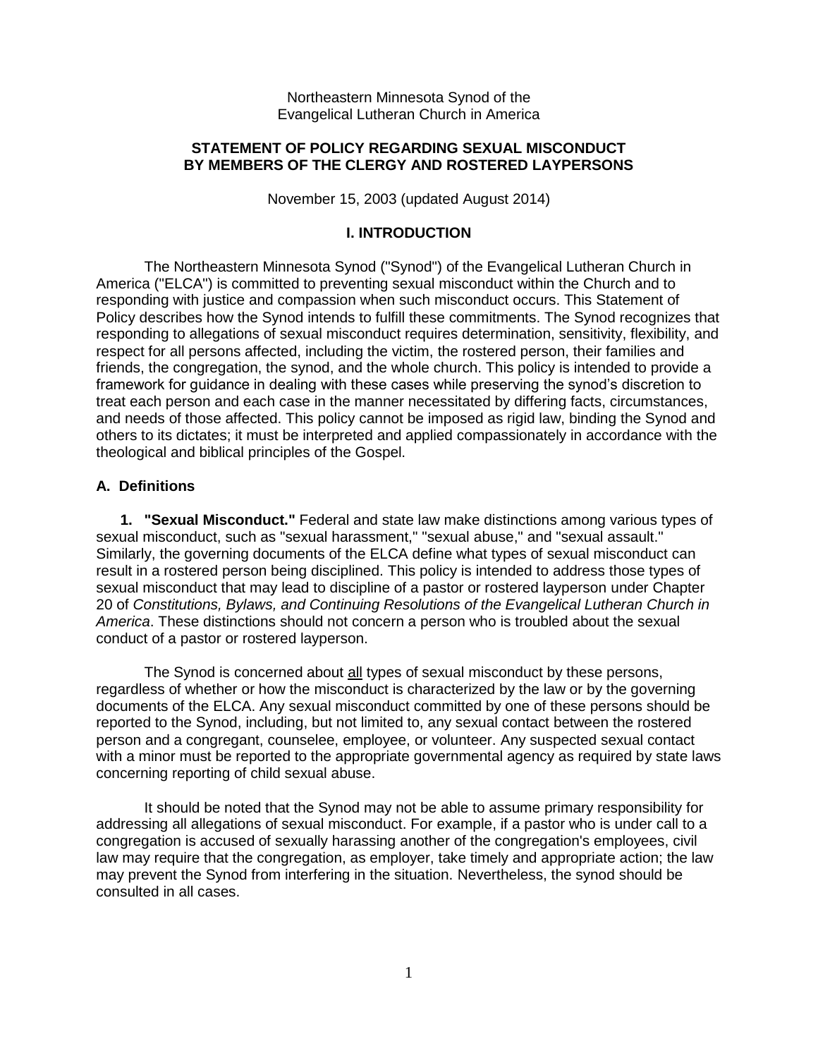Northeastern Minnesota Synod of the
Evangelical Lutheran Church in America

# STATEMENT OF POLICY REGARDING SEXUAL MISCONDUCT BY MEMBERS OF THE CLERGY AND ROSTERED LAYPERSONS

November 15, 2003 (updated August 2014)

## I. INTRODUCTION

The Northeastern Minnesota Synod ("Synod") of the Evangelical Lutheran Church in America ("ELCA") is committed to preventing sexual misconduct within the Church and to responding with justice and compassion when such misconduct occurs. This Statement of Policy describes how the Synod intends to fulfill these commitments. The Synod recognizes that responding to allegations of sexual misconduct requires determination, sensitivity, flexibility, and respect for all persons affected, including the victim, the rostered person, their families and friends, the congregation, the synod, and the whole church. This policy is intended to provide a framework for guidance in dealing with these cases while preserving the synod's discretion to treat each person and each case in the manner necessitated by differing facts, circumstances, and needs of those affected. This policy cannot be imposed as rigid law, binding the Synod and others to its dictates; it must be interpreted and applied compassionately in accordance with the theological and biblical principles of the Gospel.

### A. Definitions

**1. "Sexual Misconduct."** Federal and state law make distinctions among various types of sexual misconduct, such as "sexual harassment," "sexual abuse," and "sexual assault." Similarly, the governing documents of the ELCA define what types of sexual misconduct can result in a rostered person being disciplined. This policy is intended to address those types of sexual misconduct that may lead to discipline of a pastor or rostered layperson under Chapter 20 of *Constitutions, Bylaws, and Continuing Resolutions of the Evangelical Lutheran Church in America*. These distinctions should not concern a person who is troubled about the sexual conduct of a pastor or rostered layperson.

The Synod is concerned about <u>all</u> types of sexual misconduct by these persons, regardless of whether or how the misconduct is characterized by the law or by the governing documents of the ELCA. Any sexual misconduct committed by one of these persons should be reported to the Synod, including, but not limited to, any sexual contact between the rostered person and a congregant, counselee, employee, or volunteer. Any suspected sexual contact with a minor must be reported to the appropriate governmental agency as required by state laws concerning reporting of child sexual abuse.

It should be noted that the Synod may not be able to assume primary responsibility for addressing all allegations of sexual misconduct. For example, if a pastor who is under call to a congregation is accused of sexually harassing another of the congregation's employees, civil law may require that the congregation, as employer, take timely and appropriate action; the law may prevent the Synod from interfering in the situation. Nevertheless, the synod should be consulted in all cases.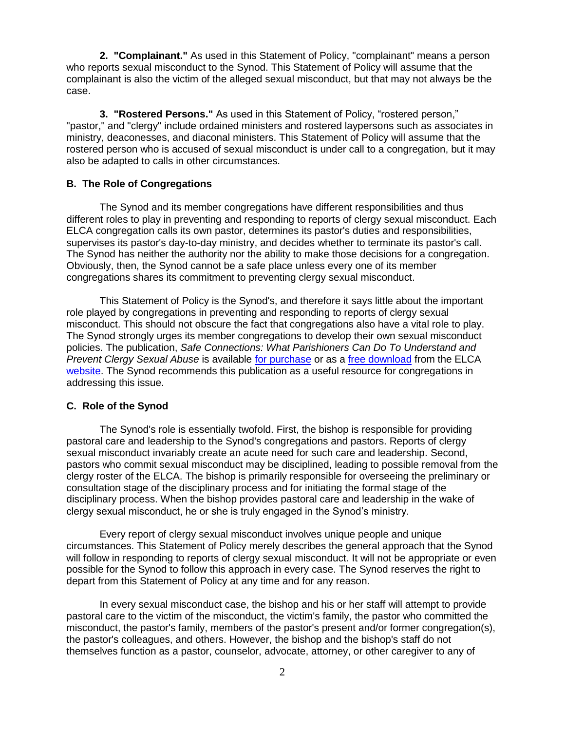**2. "Complainant."** As used in this Statement of Policy, "complainant" means a person who reports sexual misconduct to the Synod. This Statement of Policy will assume that the complainant is also the victim of the alleged sexual misconduct, but that may not always be the case.

**3. "Rostered Persons."** As used in this Statement of Policy, "rostered person," "pastor," and "clergy" include ordained ministers and rostered laypersons such as associates in ministry, deaconesses, and diaconal ministers. This Statement of Policy will assume that the rostered person who is accused of sexual misconduct is under call to a congregation, but it may also be adapted to calls in other circumstances.

### B. The Role of Congregations

The Synod and its member congregations have different responsibilities and thus different roles to play in preventing and responding to reports of clergy sexual misconduct. Each ELCA congregation calls its own pastor, determines its pastor's duties and responsibilities, supervises its pastor's day-to-day ministry, and decides whether to terminate its pastor's call. The Synod has neither the authority nor the ability to make those decisions for a congregation. Obviously, then, the Synod cannot be a safe place unless every one of its member congregations shares its commitment to preventing clergy sexual misconduct.

This Statement of Policy is the Synod's, and therefore it says little about the important role played by congregations in preventing and responding to reports of clergy sexual misconduct. This should not obscure the fact that congregations also have a vital role to play. The Synod strongly urges its member congregations to develop their own sexual misconduct policies. The publication, *Safe Connections: What Parishioners Can Do To Understand and Prevent Clergy Sexual Abuse* is available for purchase or as a free download from the ELCA website. The Synod recommends this publication as a useful resource for congregations in addressing this issue.

### C. Role of the Synod

The Synod's role is essentially twofold. First, the bishop is responsible for providing pastoral care and leadership to the Synod's congregations and pastors. Reports of clergy sexual misconduct invariably create an acute need for such care and leadership. Second, pastors who commit sexual misconduct may be disciplined, leading to possible removal from the clergy roster of the ELCA. The bishop is primarily responsible for overseeing the preliminary or consultation stage of the disciplinary process and for initiating the formal stage of the disciplinary process. When the bishop provides pastoral care and leadership in the wake of clergy sexual misconduct, he or she is truly engaged in the Synod's ministry.

Every report of clergy sexual misconduct involves unique people and unique circumstances. This Statement of Policy merely describes the general approach that the Synod will follow in responding to reports of clergy sexual misconduct. It will not be appropriate or even possible for the Synod to follow this approach in every case. The Synod reserves the right to depart from this Statement of Policy at any time and for any reason.

In every sexual misconduct case, the bishop and his or her staff will attempt to provide pastoral care to the victim of the misconduct, the victim's family, the pastor who committed the misconduct, the pastor's family, members of the pastor's present and/or former congregation(s), the pastor's colleagues, and others. However, the bishop and the bishop's staff do not themselves function as a pastor, counselor, advocate, attorney, or other caregiver to any of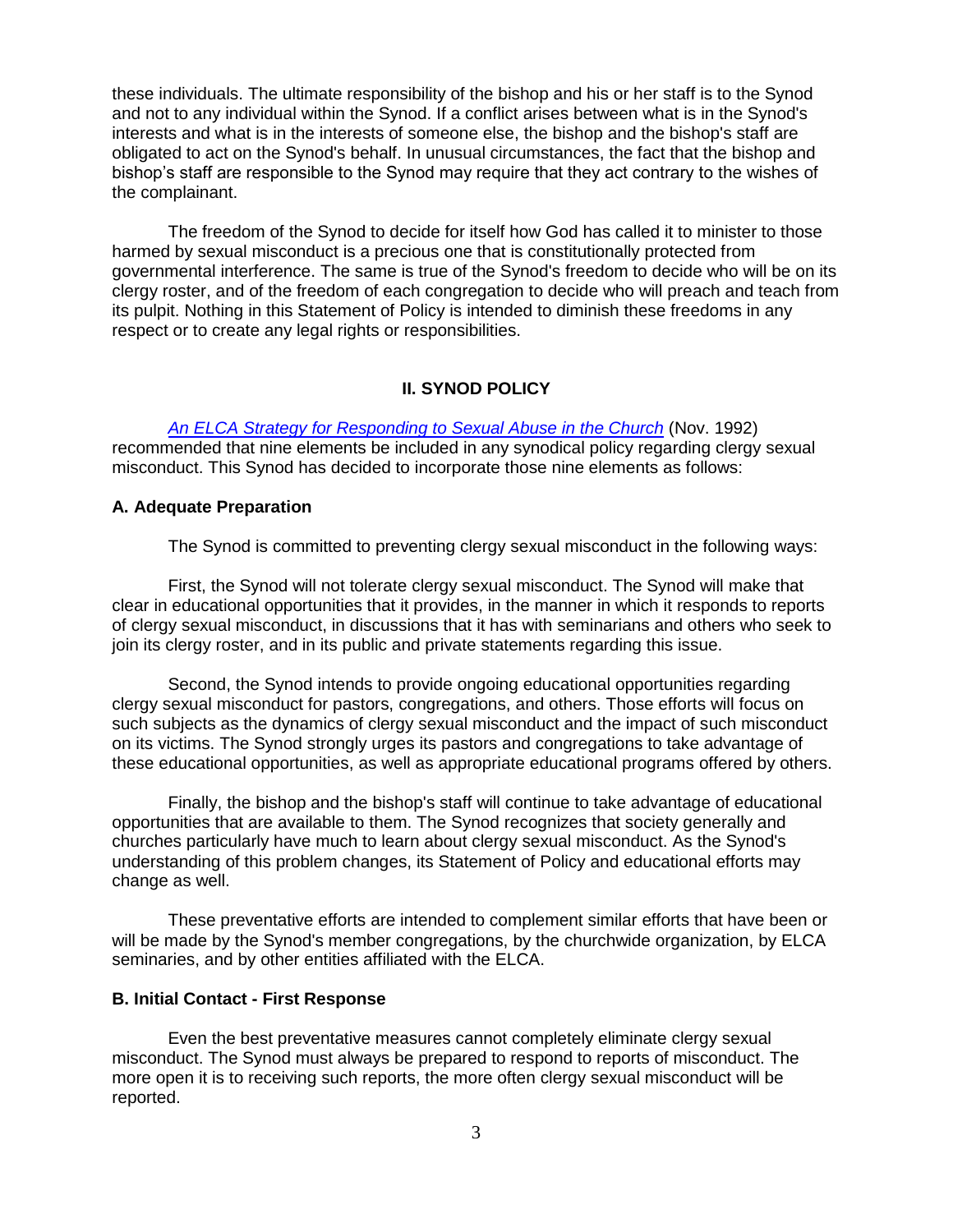these individuals. The ultimate responsibility of the bishop and his or her staff is to the Synod and not to any individual within the Synod. If a conflict arises between what is in the Synod's interests and what is in the interests of someone else, the bishop and the bishop's staff are obligated to act on the Synod's behalf. In unusual circumstances, the fact that the bishop and bishop's staff are responsible to the Synod may require that they act contrary to the wishes of the complainant.

The freedom of the Synod to decide for itself how God has called it to minister to those harmed by sexual misconduct is a precious one that is constitutionally protected from governmental interference. The same is true of the Synod's freedom to decide who will be on its clergy roster, and of the freedom of each congregation to decide who will preach and teach from its pulpit. Nothing in this Statement of Policy is intended to diminish these freedoms in any respect or to create any legal rights or responsibilities.

## II. SYNOD POLICY

*An ELCA Strategy for Responding to Sexual Abuse in the Church* (Nov. 1992) recommended that nine elements be included in any synodical policy regarding clergy sexual misconduct. This Synod has decided to incorporate those nine elements as follows:

### A. Adequate Preparation

The Synod is committed to preventing clergy sexual misconduct in the following ways:

First, the Synod will not tolerate clergy sexual misconduct. The Synod will make that clear in educational opportunities that it provides, in the manner in which it responds to reports of clergy sexual misconduct, in discussions that it has with seminarians and others who seek to join its clergy roster, and in its public and private statements regarding this issue.

Second, the Synod intends to provide ongoing educational opportunities regarding clergy sexual misconduct for pastors, congregations, and others. Those efforts will focus on such subjects as the dynamics of clergy sexual misconduct and the impact of such misconduct on its victims. The Synod strongly urges its pastors and congregations to take advantage of these educational opportunities, as well as appropriate educational programs offered by others.

Finally, the bishop and the bishop's staff will continue to take advantage of educational opportunities that are available to them. The Synod recognizes that society generally and churches particularly have much to learn about clergy sexual misconduct. As the Synod's understanding of this problem changes, its Statement of Policy and educational efforts may change as well.

These preventative efforts are intended to complement similar efforts that have been or will be made by the Synod's member congregations, by the churchwide organization, by ELCA seminaries, and by other entities affiliated with the ELCA.

### B. Initial Contact - First Response

Even the best preventative measures cannot completely eliminate clergy sexual misconduct. The Synod must always be prepared to respond to reports of misconduct. The more open it is to receiving such reports, the more often clergy sexual misconduct will be reported.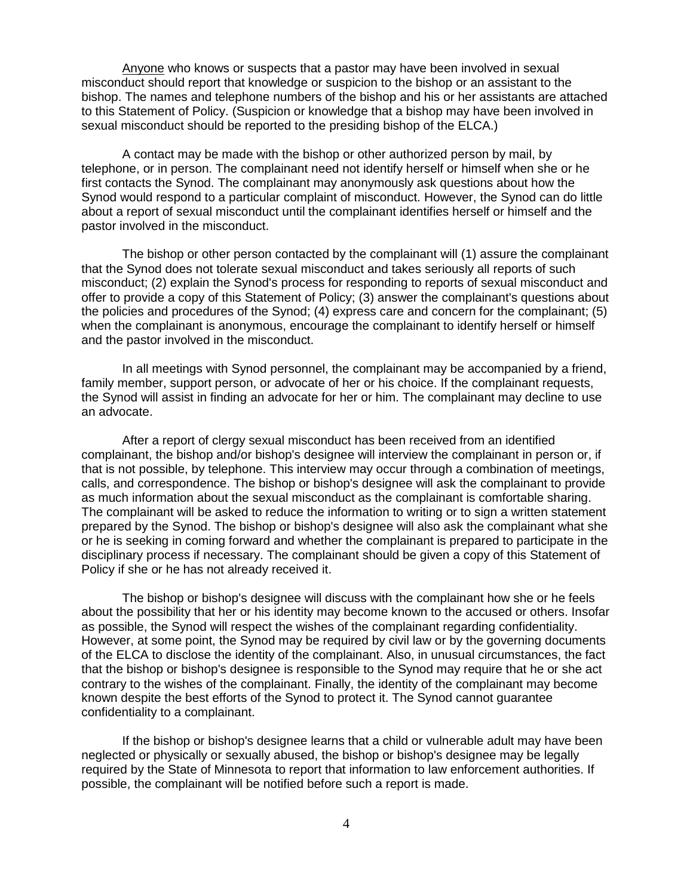Anyone who knows or suspects that a pastor may have been involved in sexual misconduct should report that knowledge or suspicion to the bishop or an assistant to the bishop. The names and telephone numbers of the bishop and his or her assistants are attached to this Statement of Policy. (Suspicion or knowledge that a bishop may have been involved in sexual misconduct should be reported to the presiding bishop of the ELCA.)

A contact may be made with the bishop or other authorized person by mail, by telephone, or in person. The complainant need not identify herself or himself when she or he first contacts the Synod. The complainant may anonymously ask questions about how the Synod would respond to a particular complaint of misconduct. However, the Synod can do little about a report of sexual misconduct until the complainant identifies herself or himself and the pastor involved in the misconduct.

The bishop or other person contacted by the complainant will (1) assure the complainant that the Synod does not tolerate sexual misconduct and takes seriously all reports of such misconduct; (2) explain the Synod's process for responding to reports of sexual misconduct and offer to provide a copy of this Statement of Policy; (3) answer the complainant's questions about the policies and procedures of the Synod; (4) express care and concern for the complainant; (5) when the complainant is anonymous, encourage the complainant to identify herself or himself and the pastor involved in the misconduct.

In all meetings with Synod personnel, the complainant may be accompanied by a friend, family member, support person, or advocate of her or his choice. If the complainant requests, the Synod will assist in finding an advocate for her or him. The complainant may decline to use an advocate.

After a report of clergy sexual misconduct has been received from an identified complainant, the bishop and/or bishop's designee will interview the complainant in person or, if that is not possible, by telephone. This interview may occur through a combination of meetings, calls, and correspondence. The bishop or bishop's designee will ask the complainant to provide as much information about the sexual misconduct as the complainant is comfortable sharing. The complainant will be asked to reduce the information to writing or to sign a written statement prepared by the Synod. The bishop or bishop's designee will also ask the complainant what she or he is seeking in coming forward and whether the complainant is prepared to participate in the disciplinary process if necessary. The complainant should be given a copy of this Statement of Policy if she or he has not already received it.

The bishop or bishop's designee will discuss with the complainant how she or he feels about the possibility that her or his identity may become known to the accused or others. Insofar as possible, the Synod will respect the wishes of the complainant regarding confidentiality. However, at some point, the Synod may be required by civil law or by the governing documents of the ELCA to disclose the identity of the complainant. Also, in unusual circumstances, the fact that the bishop or bishop's designee is responsible to the Synod may require that he or she act contrary to the wishes of the complainant. Finally, the identity of the complainant may become known despite the best efforts of the Synod to protect it. The Synod cannot guarantee confidentiality to a complainant.

If the bishop or bishop's designee learns that a child or vulnerable adult may have been neglected or physically or sexually abused, the bishop or bishop's designee may be legally required by the State of Minnesota to report that information to law enforcement authorities. If possible, the complainant will be notified before such a report is made.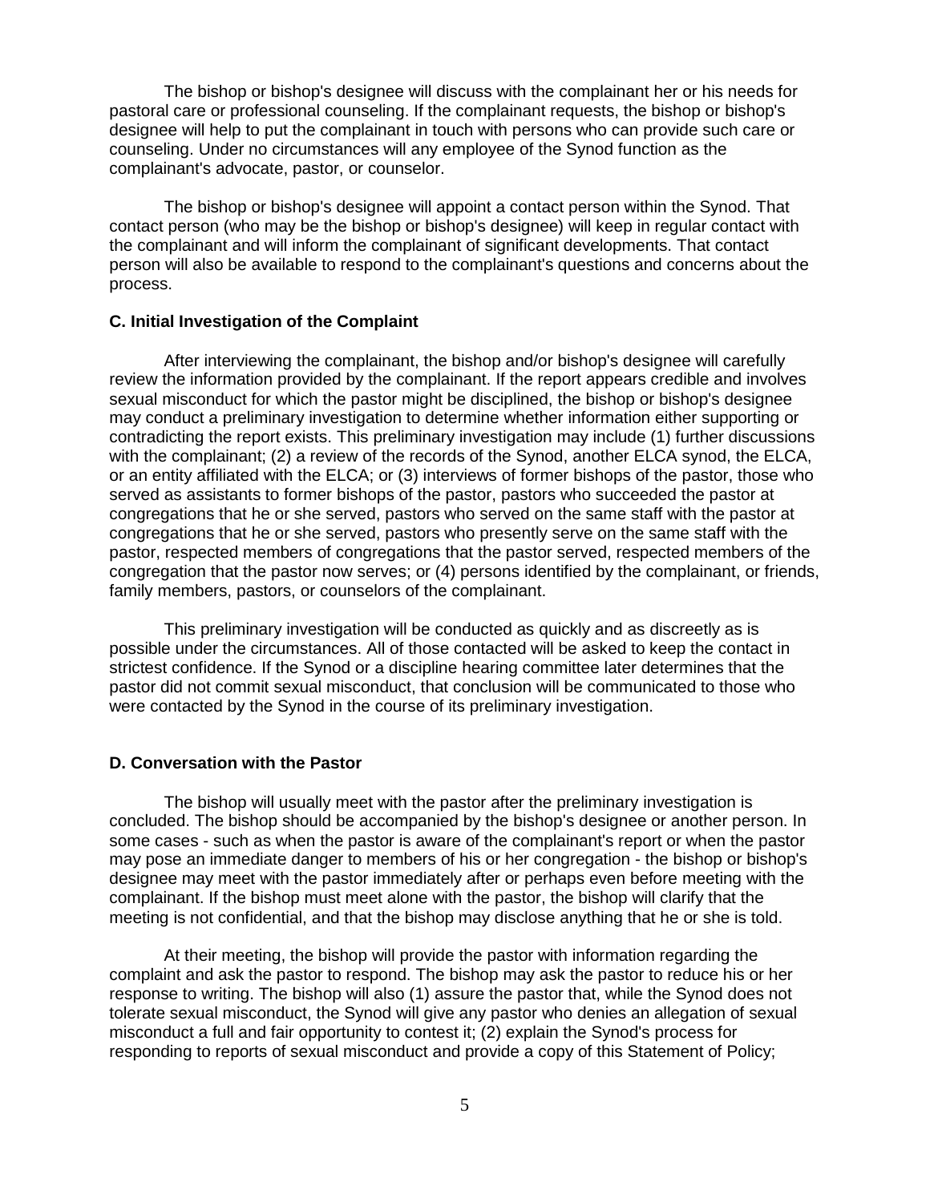The bishop or bishop's designee will discuss with the complainant her or his needs for pastoral care or professional counseling. If the complainant requests, the bishop or bishop's designee will help to put the complainant in touch with persons who can provide such care or counseling. Under no circumstances will any employee of the Synod function as the complainant's advocate, pastor, or counselor.

The bishop or bishop's designee will appoint a contact person within the Synod. That contact person (who may be the bishop or bishop's designee) will keep in regular contact with the complainant and will inform the complainant of significant developments. That contact person will also be available to respond to the complainant's questions and concerns about the process.

**C. Initial Investigation of the Complaint**

After interviewing the complainant, the bishop and/or bishop's designee will carefully review the information provided by the complainant. If the report appears credible and involves sexual misconduct for which the pastor might be disciplined, the bishop or bishop's designee may conduct a preliminary investigation to determine whether information either supporting or contradicting the report exists. This preliminary investigation may include (1) further discussions with the complainant; (2) a review of the records of the Synod, another ELCA synod, the ELCA, or an entity affiliated with the ELCA; or (3) interviews of former bishops of the pastor, those who served as assistants to former bishops of the pastor, pastors who succeeded the pastor at congregations that he or she served, pastors who served on the same staff with the pastor at congregations that he or she served, pastors who presently serve on the same staff with the pastor, respected members of congregations that the pastor served, respected members of the congregation that the pastor now serves; or (4) persons identified by the complainant, or friends, family members, pastors, or counselors of the complainant.

This preliminary investigation will be conducted as quickly and as discreetly as is possible under the circumstances. All of those contacted will be asked to keep the contact in strictest confidence. If the Synod or a discipline hearing committee later determines that the pastor did not commit sexual misconduct, that conclusion will be communicated to those who were contacted by the Synod in the course of its preliminary investigation.

**D. Conversation with the Pastor**

The bishop will usually meet with the pastor after the preliminary investigation is concluded. The bishop should be accompanied by the bishop's designee or another person. In some cases - such as when the pastor is aware of the complainant's report or when the pastor may pose an immediate danger to members of his or her congregation - the bishop or bishop's designee may meet with the pastor immediately after or perhaps even before meeting with the complainant. If the bishop must meet alone with the pastor, the bishop will clarify that the meeting is not confidential, and that the bishop may disclose anything that he or she is told.

At their meeting, the bishop will provide the pastor with information regarding the complaint and ask the pastor to respond. The bishop may ask the pastor to reduce his or her response to writing. The bishop will also (1) assure the pastor that, while the Synod does not tolerate sexual misconduct, the Synod will give any pastor who denies an allegation of sexual misconduct a full and fair opportunity to contest it; (2) explain the Synod's process for responding to reports of sexual misconduct and provide a copy of this Statement of Policy;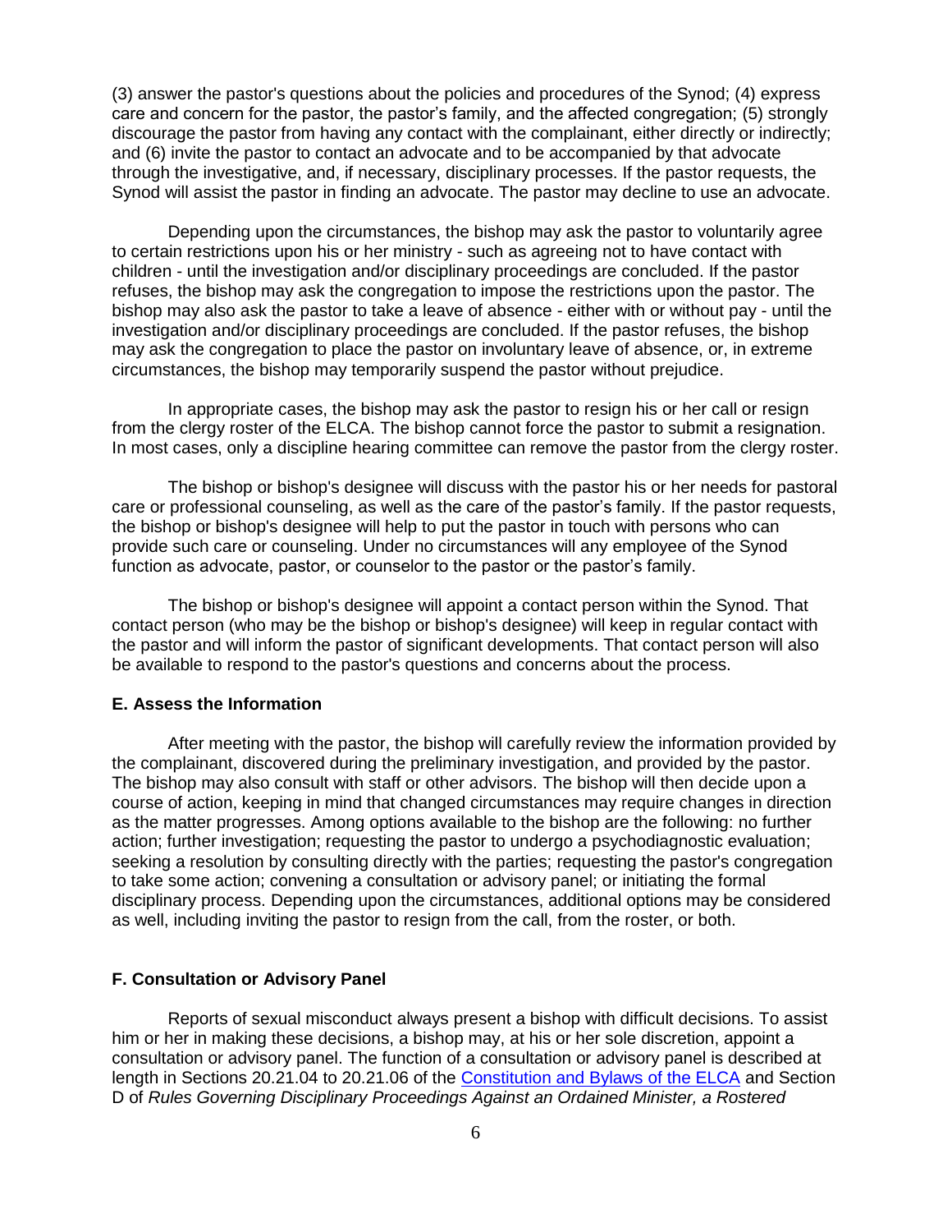(3) answer the pastor's questions about the policies and procedures of the Synod; (4) express care and concern for the pastor, the pastor's family, and the affected congregation; (5) strongly discourage the pastor from having any contact with the complainant, either directly or indirectly; and (6) invite the pastor to contact an advocate and to be accompanied by that advocate through the investigative, and, if necessary, disciplinary processes. If the pastor requests, the Synod will assist the pastor in finding an advocate. The pastor may decline to use an advocate.

Depending upon the circumstances, the bishop may ask the pastor to voluntarily agree to certain restrictions upon his or her ministry - such as agreeing not to have contact with children - until the investigation and/or disciplinary proceedings are concluded. If the pastor refuses, the bishop may ask the congregation to impose the restrictions upon the pastor. The bishop may also ask the pastor to take a leave of absence - either with or without pay - until the investigation and/or disciplinary proceedings are concluded. If the pastor refuses, the bishop may ask the congregation to place the pastor on involuntary leave of absence, or, in extreme circumstances, the bishop may temporarily suspend the pastor without prejudice.

In appropriate cases, the bishop may ask the pastor to resign his or her call or resign from the clergy roster of the ELCA. The bishop cannot force the pastor to submit a resignation. In most cases, only a discipline hearing committee can remove the pastor from the clergy roster.

The bishop or bishop's designee will discuss with the pastor his or her needs for pastoral care or professional counseling, as well as the care of the pastor's family. If the pastor requests, the bishop or bishop's designee will help to put the pastor in touch with persons who can provide such care or counseling. Under no circumstances will any employee of the Synod function as advocate, pastor, or counselor to the pastor or the pastor's family.

The bishop or bishop's designee will appoint a contact person within the Synod. That contact person (who may be the bishop or bishop's designee) will keep in regular contact with the pastor and will inform the pastor of significant developments. That contact person will also be available to respond to the pastor's questions and concerns about the process.

### E. Assess the Information

After meeting with the pastor, the bishop will carefully review the information provided by the complainant, discovered during the preliminary investigation, and provided by the pastor. The bishop may also consult with staff or other advisors. The bishop will then decide upon a course of action, keeping in mind that changed circumstances may require changes in direction as the matter progresses. Among options available to the bishop are the following: no further action; further investigation; requesting the pastor to undergo a psychodiagnostic evaluation; seeking a resolution by consulting directly with the parties; requesting the pastor's congregation to take some action; convening a consultation or advisory panel; or initiating the formal disciplinary process. Depending upon the circumstances, additional options may be considered as well, including inviting the pastor to resign from the call, from the roster, or both.

### F. Consultation or Advisory Panel

Reports of sexual misconduct always present a bishop with difficult decisions. To assist him or her in making these decisions, a bishop may, at his or her sole discretion, appoint a consultation or advisory panel. The function of a consultation or advisory panel is described at length in Sections 20.21.04 to 20.21.06 of the [Constitution and Bylaws of the ELCA] and Section D of *Rules Governing Disciplinary Proceedings Against an Ordained Minister, a Rostered*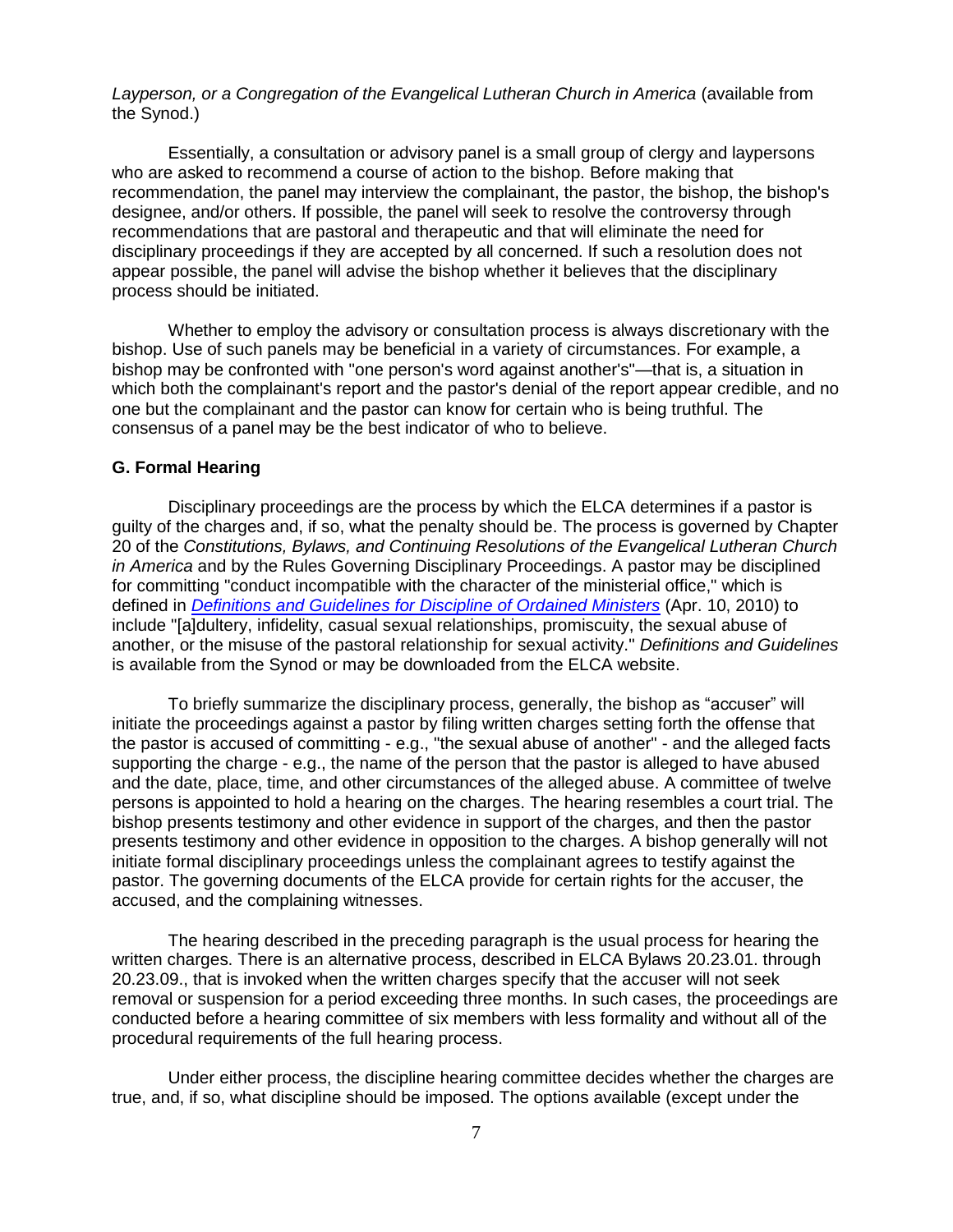*Layperson, or a Congregation of the Evangelical Lutheran Church in America* (available from the Synod.)

Essentially, a consultation or advisory panel is a small group of clergy and laypersons who are asked to recommend a course of action to the bishop. Before making that recommendation, the panel may interview the complainant, the pastor, the bishop, the bishop's designee, and/or others. If possible, the panel will seek to resolve the controversy through recommendations that are pastoral and therapeutic and that will eliminate the need for disciplinary proceedings if they are accepted by all concerned. If such a resolution does not appear possible, the panel will advise the bishop whether it believes that the disciplinary process should be initiated.

Whether to employ the advisory or consultation process is always discretionary with the bishop. Use of such panels may be beneficial in a variety of circumstances. For example, a bishop may be confronted with "one person's word against another's"—that is, a situation in which both the complainant's report and the pastor's denial of the report appear credible, and no one but the complainant and the pastor can know for certain who is being truthful. The consensus of a panel may be the best indicator of who to believe.

### G. Formal Hearing

Disciplinary proceedings are the process by which the ELCA determines if a pastor is guilty of the charges and, if so, what the penalty should be. The process is governed by Chapter 20 of the *Constitutions, Bylaws, and Continuing Resolutions of the Evangelical Lutheran Church in America* and by the Rules Governing Disciplinary Proceedings. A pastor may be disciplined for committing "conduct incompatible with the character of the ministerial office," which is defined in *Definitions and Guidelines for Discipline of Ordained Ministers* (Apr. 10, 2010) to include "[a]dultery, infidelity, casual sexual relationships, promiscuity, the sexual abuse of another, or the misuse of the pastoral relationship for sexual activity." *Definitions and Guidelines* is available from the Synod or may be downloaded from the ELCA website.

To briefly summarize the disciplinary process, generally, the bishop as "accuser" will initiate the proceedings against a pastor by filing written charges setting forth the offense that the pastor is accused of committing - e.g., "the sexual abuse of another" - and the alleged facts supporting the charge - e.g., the name of the person that the pastor is alleged to have abused and the date, place, time, and other circumstances of the alleged abuse. A committee of twelve persons is appointed to hold a hearing on the charges. The hearing resembles a court trial. The bishop presents testimony and other evidence in support of the charges, and then the pastor presents testimony and other evidence in opposition to the charges. A bishop generally will not initiate formal disciplinary proceedings unless the complainant agrees to testify against the pastor. The governing documents of the ELCA provide for certain rights for the accuser, the accused, and the complaining witnesses.

The hearing described in the preceding paragraph is the usual process for hearing the written charges. There is an alternative process, described in ELCA Bylaws 20.23.01. through 20.23.09., that is invoked when the written charges specify that the accuser will not seek removal or suspension for a period exceeding three months. In such cases, the proceedings are conducted before a hearing committee of six members with less formality and without all of the procedural requirements of the full hearing process.

Under either process, the discipline hearing committee decides whether the charges are true, and, if so, what discipline should be imposed. The options available (except under the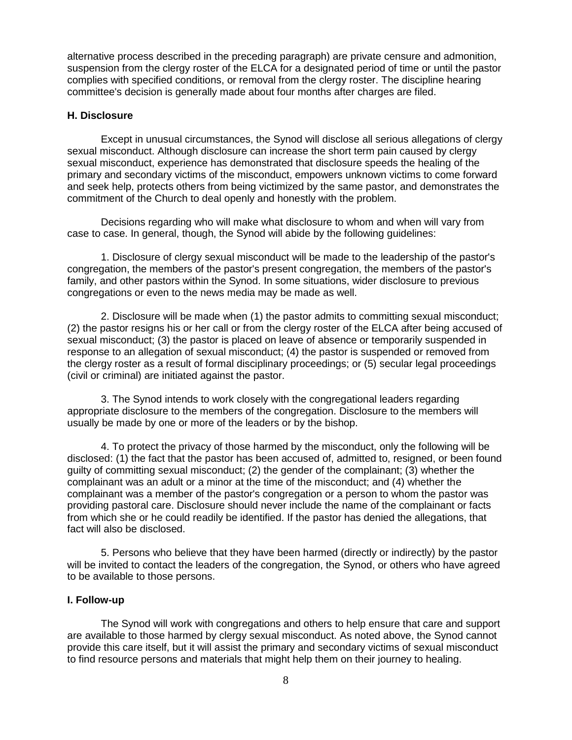alternative process described in the preceding paragraph) are private censure and admonition, suspension from the clergy roster of the ELCA for a designated period of time or until the pastor complies with specified conditions, or removal from the clergy roster. The discipline hearing committee's decision is generally made about four months after charges are filed.

### H. Disclosure

Except in unusual circumstances, the Synod will disclose all serious allegations of clergy sexual misconduct. Although disclosure can increase the short term pain caused by clergy sexual misconduct, experience has demonstrated that disclosure speeds the healing of the primary and secondary victims of the misconduct, empowers unknown victims to come forward and seek help, protects others from being victimized by the same pastor, and demonstrates the commitment of the Church to deal openly and honestly with the problem.

Decisions regarding who will make what disclosure to whom and when will vary from case to case. In general, though, the Synod will abide by the following guidelines:

1. Disclosure of clergy sexual misconduct will be made to the leadership of the pastor's congregation, the members of the pastor's present congregation, the members of the pastor's family, and other pastors within the Synod. In some situations, wider disclosure to previous congregations or even to the news media may be made as well.

2. Disclosure will be made when (1) the pastor admits to committing sexual misconduct; (2) the pastor resigns his or her call or from the clergy roster of the ELCA after being accused of sexual misconduct; (3) the pastor is placed on leave of absence or temporarily suspended in response to an allegation of sexual misconduct; (4) the pastor is suspended or removed from the clergy roster as a result of formal disciplinary proceedings; or (5) secular legal proceedings (civil or criminal) are initiated against the pastor.

3. The Synod intends to work closely with the congregational leaders regarding appropriate disclosure to the members of the congregation. Disclosure to the members will usually be made by one or more of the leaders or by the bishop.

4. To protect the privacy of those harmed by the misconduct, only the following will be disclosed: (1) the fact that the pastor has been accused of, admitted to, resigned, or been found guilty of committing sexual misconduct; (2) the gender of the complainant; (3) whether the complainant was an adult or a minor at the time of the misconduct; and (4) whether the complainant was a member of the pastor's congregation or a person to whom the pastor was providing pastoral care. Disclosure should never include the name of the complainant or facts from which she or he could readily be identified. If the pastor has denied the allegations, that fact will also be disclosed.

5. Persons who believe that they have been harmed (directly or indirectly) by the pastor will be invited to contact the leaders of the congregation, the Synod, or others who have agreed to be available to those persons.

### I. Follow-up

The Synod will work with congregations and others to help ensure that care and support are available to those harmed by clergy sexual misconduct. As noted above, the Synod cannot provide this care itself, but it will assist the primary and secondary victims of sexual misconduct to find resource persons and materials that might help them on their journey to healing.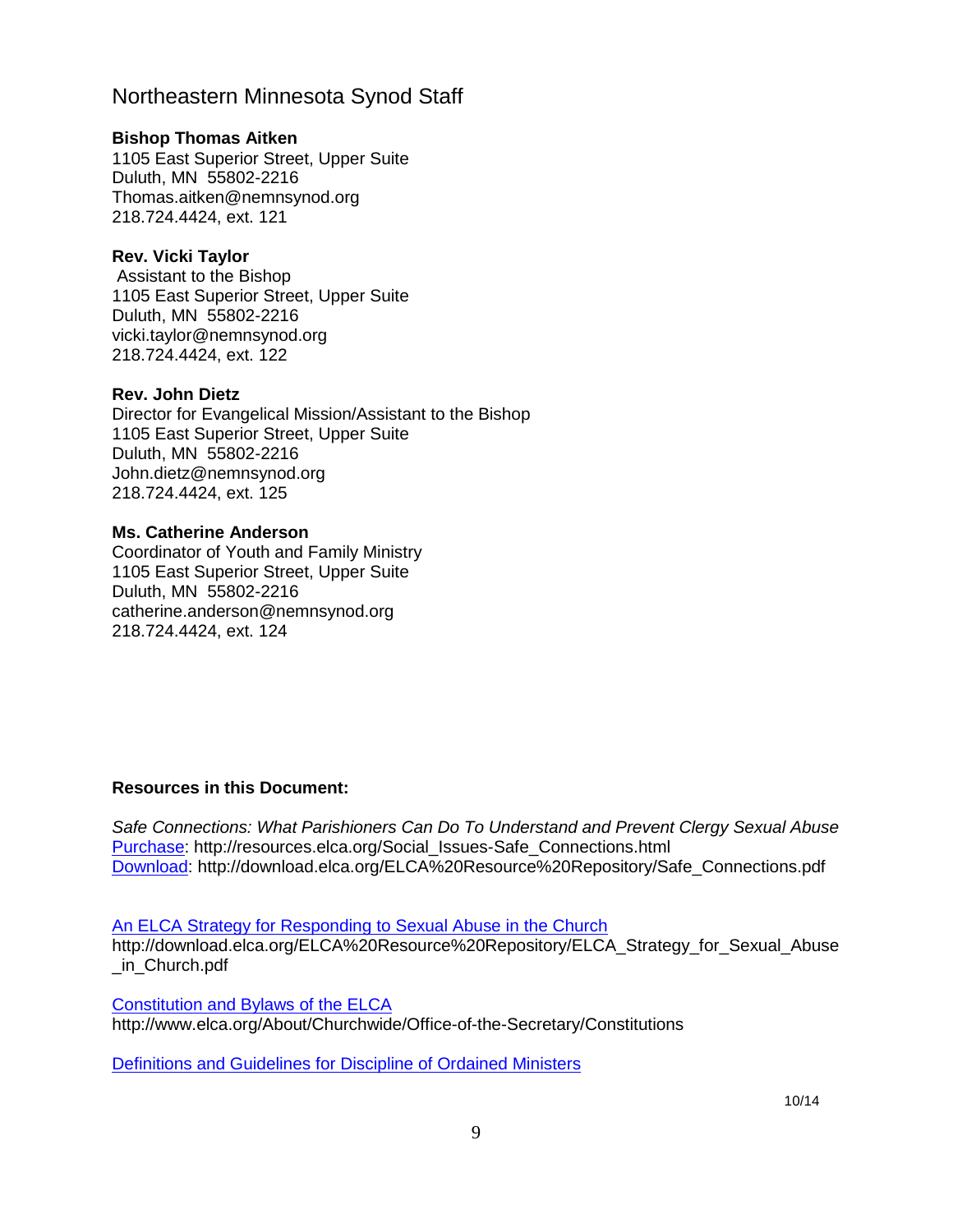## Northeastern Minnesota Synod Staff

**Bishop Thomas Aitken**
1105 East Superior Street, Upper Suite
Duluth, MN 55802-2216
Thomas.aitken@nemnsynod.org
218.724.4424, ext. 121

**Rev. Vicki Taylor**
Assistant to the Bishop
1105 East Superior Street, Upper Suite
Duluth, MN 55802-2216
vicki.taylor@nemnsynod.org
218.724.4424, ext. 122

**Rev. John Dietz**
Director for Evangelical Mission/Assistant to the Bishop
1105 East Superior Street, Upper Suite
Duluth, MN 55802-2216
John.dietz@nemnsynod.org
218.724.4424, ext. 125

**Ms. Catherine Anderson**
Coordinator of Youth and Family Ministry
1105 East Superior Street, Upper Suite
Duluth, MN 55802-2216
catherine.anderson@nemnsynod.org
218.724.4424, ext. 124

**Resources in this Document:**

*Safe Connections: What Parishioners Can Do To Understand and Prevent Clergy Sexual Abuse*
Purchase: http://resources.elca.org/Social_Issues-Safe_Connections.html
Download: http://download.elca.org/ELCA%20Resource%20Repository/Safe_Connections.pdf

An ELCA Strategy for Responding to Sexual Abuse in the Church
http://download.elca.org/ELCA%20Resource%20Repository/ELCA_Strategy_for_Sexual_Abuse_in_Church.pdf

Constitution and Bylaws of the ELCA
http://www.elca.org/About/Churchwide/Office-of-the-Secretary/Constitutions

Definitions and Guidelines for Discipline of Ordained Ministers

10/14